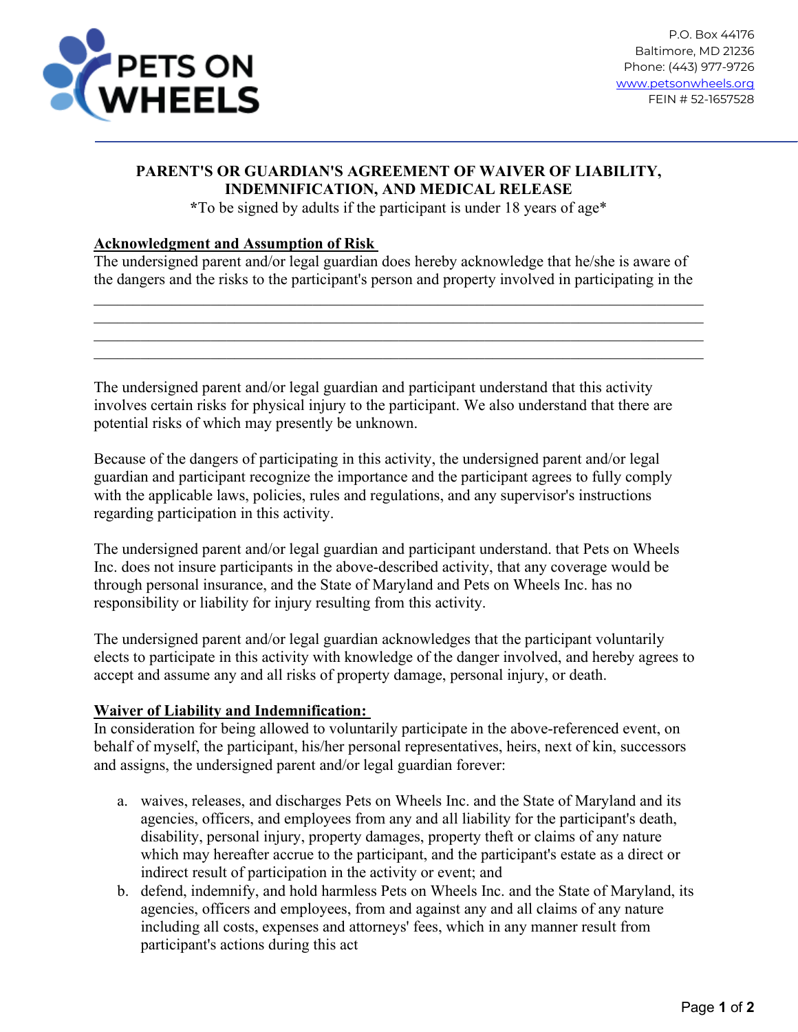PETS ON WHEELS

P.O. Box 44176
Baltimore, MD 21236
Phone: (443) 977-9726
www.petsonwheels.org
FEIN # 52-1657528

## PARENT'S OR GUARDIAN'S AGREEMENT OF WAIVER OF LIABILITY, INDEMNIFICATION, AND MEDICAL RELEASE

*To be signed by adults if the participant is under 18 years of age*

**Acknowledgment and Assumption of Risk**

The undersigned parent and/or legal guardian does hereby acknowledge that he/she is aware of the dangers and the risks to the participant's person and property involved in participating in the

\_\_\_\_\_\_\_\_\_\_\_\_\_\_\_\_\_\_\_\_\_\_\_\_\_\_\_\_\_\_\_\_\_\_\_\_\_\_\_\_\_\_\_\_\_\_\_\_\_\_\_\_\_\_\_\_\_\_\_\_\_\_\_\_\_\_\_\_\_\_\_\_
\_\_\_\_\_\_\_\_\_\_\_\_\_\_\_\_\_\_\_\_\_\_\_\_\_\_\_\_\_\_\_\_\_\_\_\_\_\_\_\_\_\_\_\_\_\_\_\_\_\_\_\_\_\_\_\_\_\_\_\_\_\_\_\_\_\_\_\_\_\_\_\_
\_\_\_\_\_\_\_\_\_\_\_\_\_\_\_\_\_\_\_\_\_\_\_\_\_\_\_\_\_\_\_\_\_\_\_\_\_\_\_\_\_\_\_\_\_\_\_\_\_\_\_\_\_\_\_\_\_\_\_\_\_\_\_\_\_\_\_\_\_\_\_\_
\_\_\_\_\_\_\_\_\_\_\_\_\_\_\_\_\_\_\_\_\_\_\_\_\_\_\_\_\_\_\_\_\_\_\_\_\_\_\_\_\_\_\_\_\_\_\_\_\_\_\_\_\_\_\_\_\_\_\_\_\_\_\_\_\_\_\_\_\_\_\_\_

The undersigned parent and/or legal guardian and participant understand that this activity involves certain risks for physical injury to the participant. We also understand that there are potential risks of which may presently be unknown.

Because of the dangers of participating in this activity, the undersigned parent and/or legal guardian and participant recognize the importance and the participant agrees to fully comply with the applicable laws, policies, rules and regulations, and any supervisor's instructions regarding participation in this activity.

The undersigned parent and/or legal guardian and participant understand. that Pets on Wheels Inc. does not insure participants in the above-described activity, that any coverage would be through personal insurance, and the State of Maryland and Pets on Wheels Inc. has no responsibility or liability for injury resulting from this activity.

The undersigned parent and/or legal guardian acknowledges that the participant voluntarily elects to participate in this activity with knowledge of the danger involved, and hereby agrees to accept and assume any and all risks of property damage, personal injury, or death.

**Waiver of Liability and Indemnification:**

In consideration for being allowed to voluntarily participate in the above-referenced event, on behalf of myself, the participant, his/her personal representatives, heirs, next of kin, successors and assigns, the undersigned parent and/or legal guardian forever:

a. waives, releases, and discharges Pets on Wheels Inc. and the State of Maryland and its agencies, officers, and employees from any and all liability for the participant's death, disability, personal injury, property damages, property theft or claims of any nature which may hereafter accrue to the participant, and the participant's estate as a direct or indirect result of participation in the activity or event; and
b. defend, indemnify, and hold harmless Pets on Wheels Inc. and the State of Maryland, its agencies, officers and employees, from and against any and all claims of any nature including all costs, expenses and attorneys' fees, which in any manner result from participant's actions during this act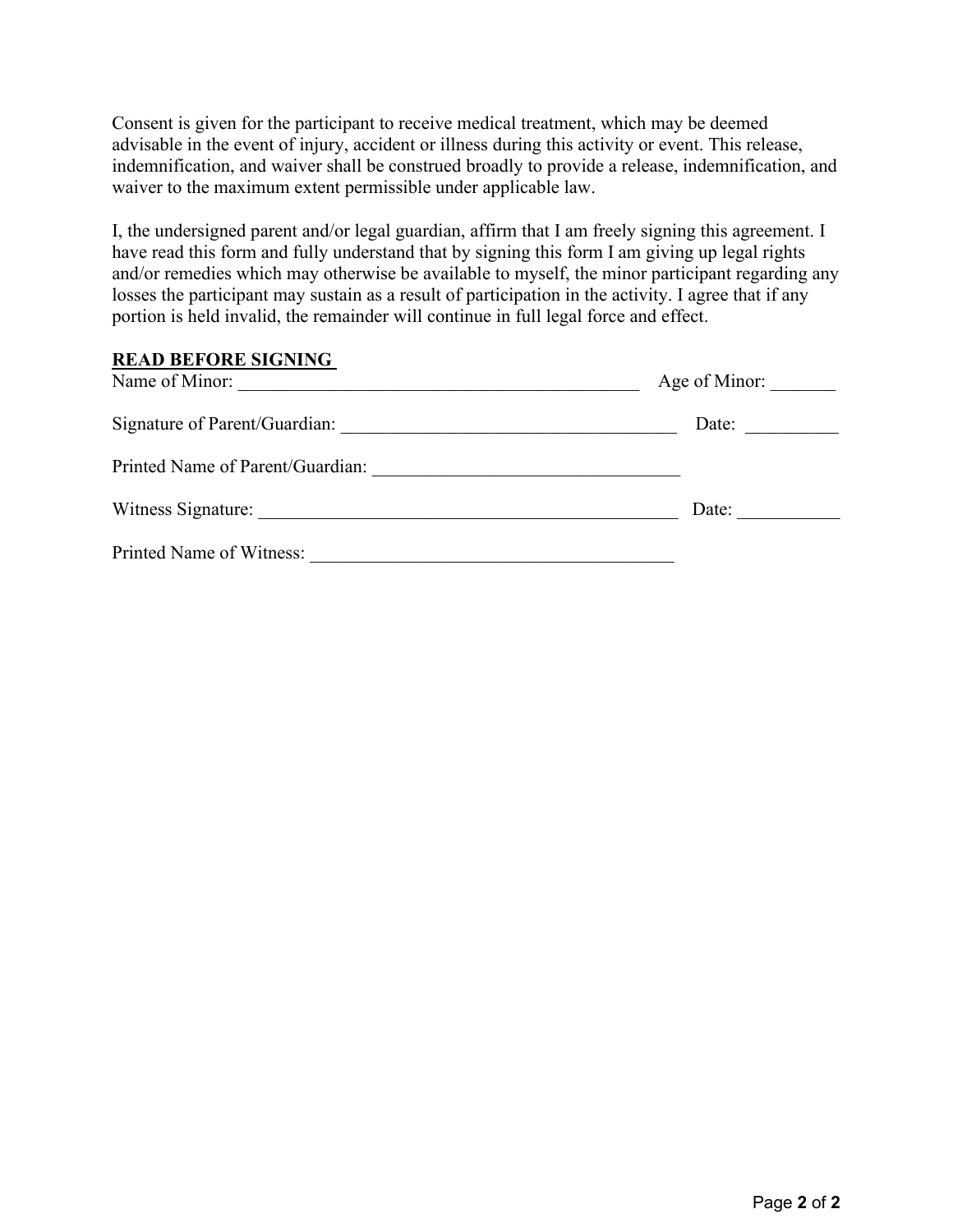Consent is given for the participant to receive medical treatment, which may be deemed advisable in the event of injury, accident or illness during this activity or event. This release, indemnification, and waiver shall be construed broadly to provide a release, indemnification, and waiver to the maximum extent permissible under applicable law.

I, the undersigned parent and/or legal guardian, affirm that I am freely signing this agreement. I have read this form and fully understand that by signing this form I am giving up legal rights and/or remedies which may otherwise be available to myself, the minor participant regarding any losses the participant may sustain as a result of participation in the activity. I agree that if any portion is held invalid, the remainder will continue in full legal force and effect.

**READ BEFORE SIGNING**

Name of Minor: ____________________________________________ Age of Minor: _______

Signature of Parent/Guardian: ____________________________________ Date: __________

Printed Name of Parent/Guardian: _________________________________

Witness Signature: ______________________________________________ Date: ___________

Printed Name of Witness: _______________________________________